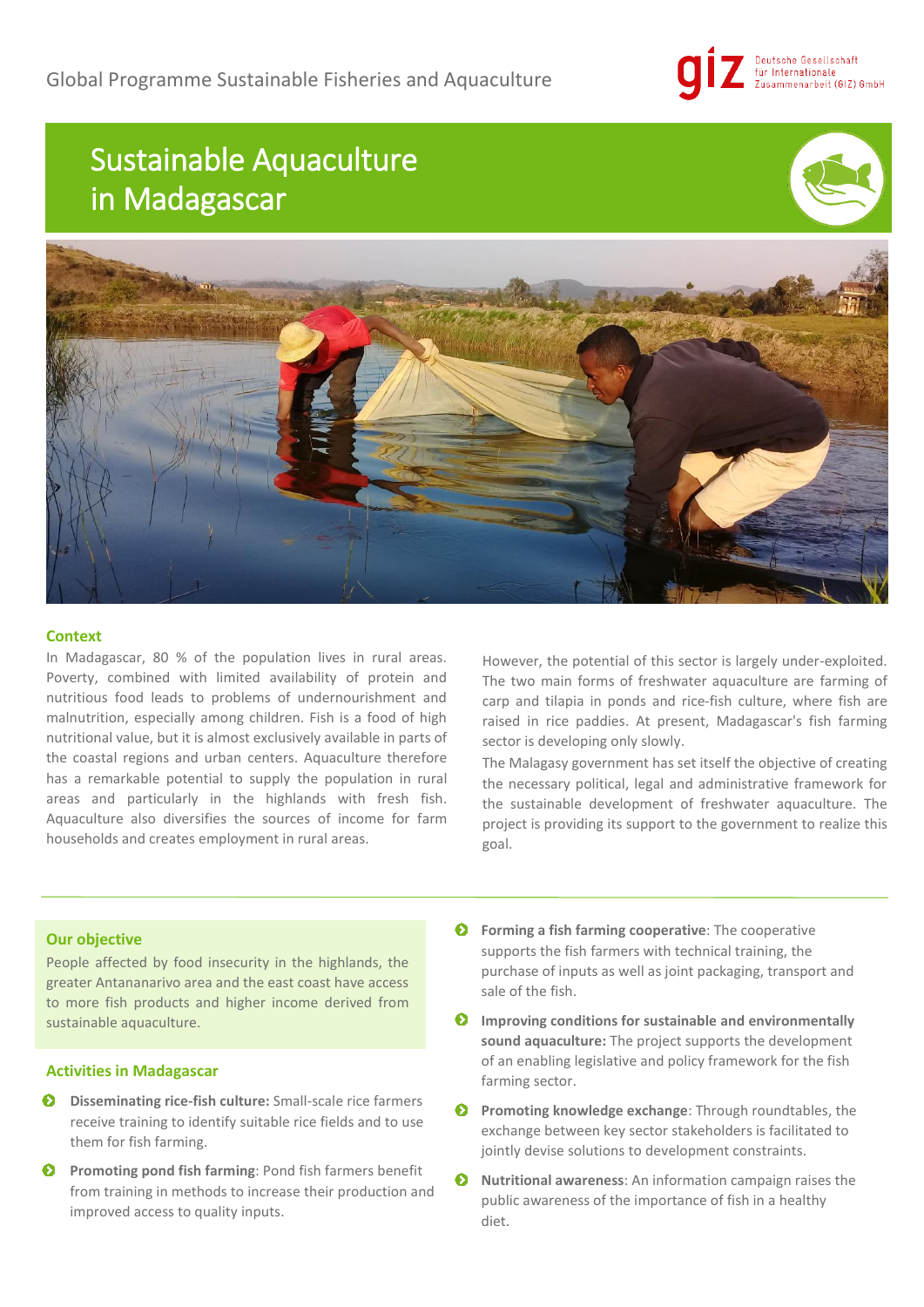Global Programme Sustainable Fisheries and Aquaculture

# Sustainable Aquaculture in Madagascar

## Context

In Madagascar, 80 % of the population lives in rural areas. Poverty, combined with limited availability of protein and nutritious food leads to problems of undernourishment and malnutrition, especially among children. Fish is a food of high nutritional value, but it is almost exclusively available in parts of the coastal regions and urban centers. Aquaculture therefore has a remarkable potential to supply the population in rural areas and particularly in the highlands with fresh fish. Aquaculture also diversifies the sources of income for farm households and creates employment in rural areas.

However, the potential of this sector is largely under-exploited. The two main forms of freshwater aquaculture are farming of carp and tilapia in ponds and rice-fish culture, where fish are raised in rice paddies. At present, Madagascar's fish farming sector is developing only slowly.

The Malagasy government has set itself the objective of creating the necessary political, legal and administrative framework for the sustainable development of freshwater aquaculture. The project is providing its support to the government to realize this goal.

## Our objective

People affected by food insecurity in the highlands, the greater Antananarivo area and the east coast have access to more fish products and higher income derived from sustainable aquaculture.

## Activities in Madagascar

- **Disseminating rice-fish culture:** Small-scale rice farmers receive training to identify suitable rice fields and to use them for fish farming.
- **Promoting pond fish farming**: Pond fish farmers benefit from training in methods to increase their production and improved access to quality inputs.
- **Forming a fish farming cooperative**: The cooperative supports the fish farmers with technical training, the purchase of inputs as well as joint packaging, transport and sale of the fish.
- **Improving conditions for sustainable and environmentally sound aquaculture:** The project supports the development of an enabling legislative and policy framework for the fish farming sector.
- **Promoting knowledge exchange**: Through roundtables, the exchange between key sector stakeholders is facilitated to jointly devise solutions to development constraints.
- **Nutritional awareness**: An information campaign raises the public awareness of the importance of fish in a healthy diet.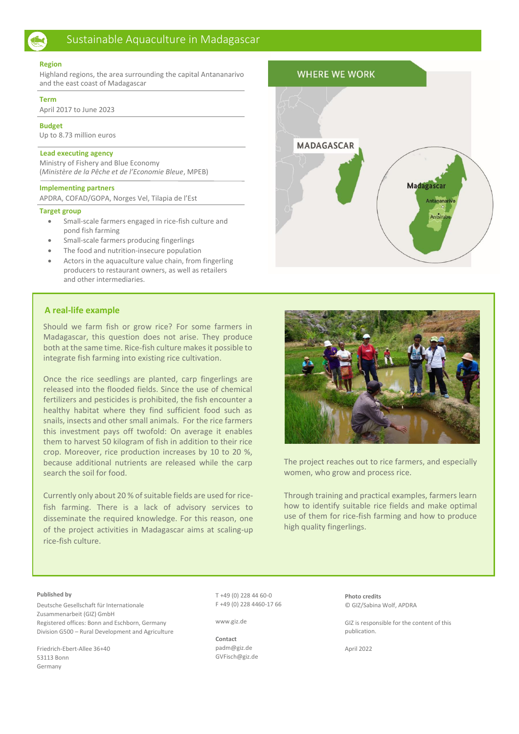# Sustainable Aquaculture in Madagascar

**Region**
Highland regions, the area surrounding the capital Antananarivo and the east coast of Madagascar

**Term**
April 2017 to June 2023

**Budget**
Up to 8.73 million euros

**Lead executing agency**
Ministry of Fishery and Blue Economy
(*Ministère de la Pêche et de l'Economie Bleue*, MPEB)

**Implementing partners**
APDRA, COFAD/GOPA, Norges Vel, Tilapia de l'Est

**Target group**

- Small-scale farmers engaged in rice-fish culture and pond fish farming
- Small-scale farmers producing fingerlings
- The food and nutrition-insecure population
- Actors in the aquaculture value chain, from fingerling producers to restaurant owners, as well as retailers and other intermediaries.

WHERE WE WORK

MADAGASCAR

Madagascar

Antananarivo

Antsirabe

## A real-life example

Should we farm fish or grow rice? For some farmers in Madagascar, this question does not arise. They produce both at the same time. Rice-fish culture makes it possible to integrate fish farming into existing rice cultivation.

Once the rice seedlings are planted, carp fingerlings are released into the flooded fields. Since the use of chemical fertilizers and pesticides is prohibited, the fish encounter a healthy habitat where they find sufficient food such as snails, insects and other small animals. For the rice farmers this investment pays off twofold: On average it enables them to harvest 50 kilogram of fish in addition to their rice crop. Moreover, rice production increases by 10 to 20 %, because additional nutrients are released while the carp search the soil for food.

Currently only about 20 % of suitable fields are used for rice-fish farming. There is a lack of advisory services to disseminate the required knowledge. For this reason, one of the project activities in Madagascar aims at scaling-up rice-fish culture.

The project reaches out to rice farmers, and especially women, who grow and process rice.

Through training and practical examples, farmers learn how to identify suitable rice fields and make optimal use of them for rice-fish farming and how to produce high quality fingerlings.

**Published by**
Deutsche Gesellschaft für Internationale Zusammenarbeit (GIZ) GmbH
Registered offices: Bonn and Eschborn, Germany
Division G500 – Rural Development and Agriculture

Friedrich-Ebert-Allee 36+40
53113 Bonn
Germany

T +49 (0) 228 44 60-0
F +49 (0) 228 4460-17 66

www.giz.de

**Contact**
padm@giz.de
GVFisch@giz.de

**Photo credits**
© GIZ/Sabina Wolf, APDRA

GIZ is responsible for the content of this publication.

April 2022